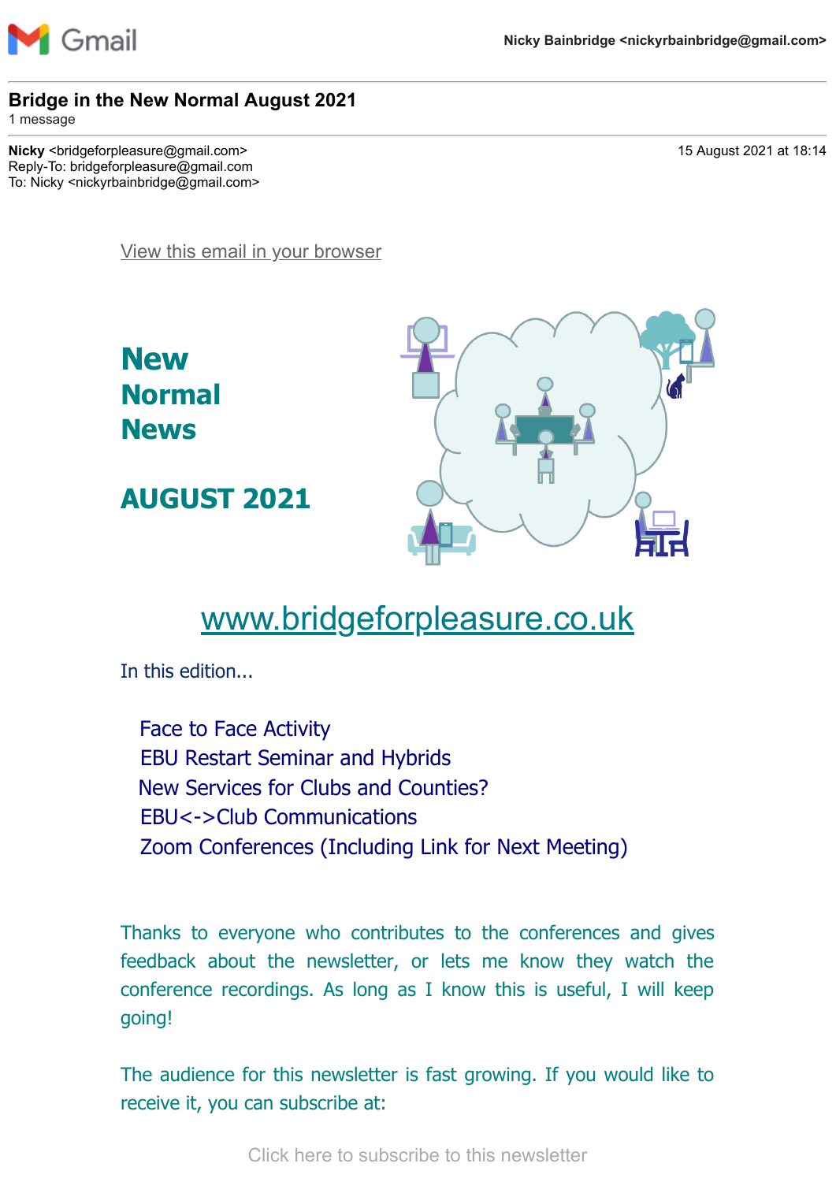Gmail

Nicky Bainbridge <nickyrbainbridge@gmail.com>

# Bridge in the New Normal August 2021

1 message

**Nicky** <bridgeforpleasure@gmail.com>
Reply-To: bridgeforpleasure@gmail.com
To: Nicky <nickyrbainbridge@gmail.com>

15 August 2021 at 18:14

View this email in your browser

# New Normal News

## AUGUST 2021

www.bridgeforpleasure.co.uk

In this edition...

- Face to Face Activity
- EBU Restart Seminar and Hybrids
- New Services for Clubs and Counties?
- EBU<->Club Communications
- Zoom Conferences (Including Link for Next Meeting)

Thanks to everyone who contributes to the conferences and gives feedback about the newsletter, or lets me know they watch the conference recordings. As long as I know this is useful, I will keep going!

The audience for this newsletter is fast growing. If you would like to receive it, you can subscribe at:

Click here to subscribe to this newsletter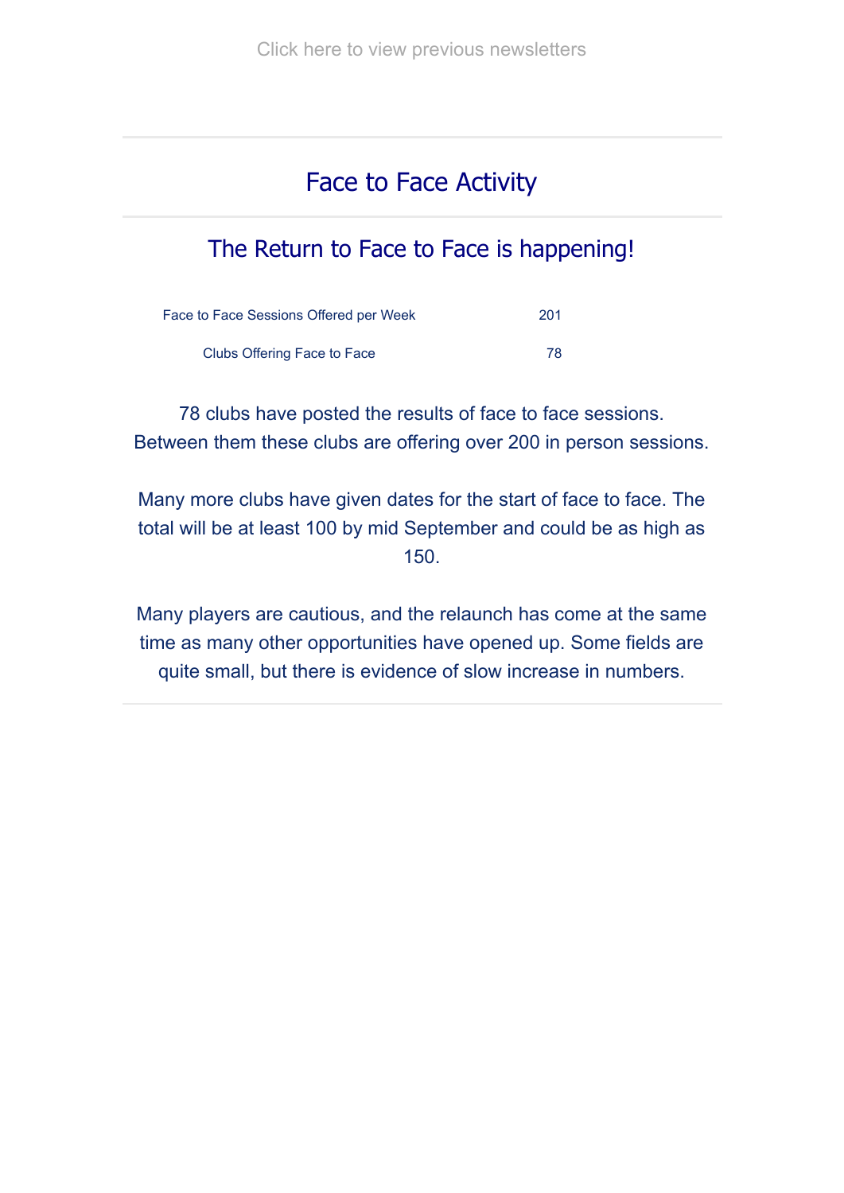Click here to view previous newsletters

## Face to Face Activity

### The Return to Face to Face is happening!

| | |
|---|---|
| Face to Face Sessions Offered per Week | 201 |
| Clubs Offering Face to Face | 78 |

78 clubs have posted the results of face to face sessions. Between them these clubs are offering over 200 in person sessions.

Many more clubs have given dates for the start of face to face. The total will be at least 100 by mid September and could be as high as 150.

Many players are cautious, and the relaunch has come at the same time as many other opportunities have opened up. Some fields are quite small, but there is evidence of slow increase in numbers.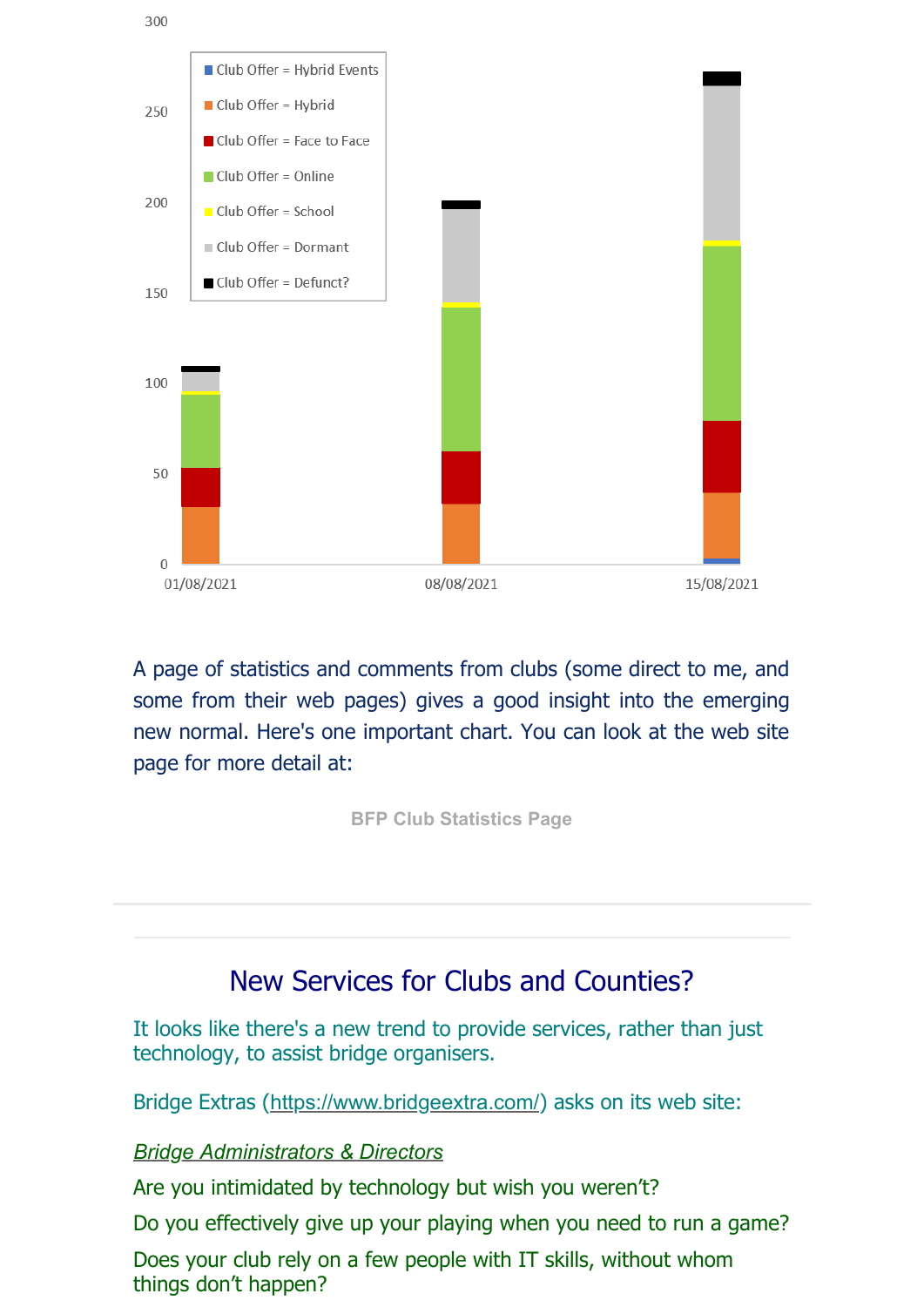A page of statistics and comments from clubs (some direct to me, and some from their web pages) gives a good insight into the emerging new normal. Here's one important chart. You can look at the web site page for more detail at:

**BFP Club Statistics Page**

---

## New Services for Clubs and Counties?

It looks like there's a new trend to provide services, rather than just technology, to assist bridge organisers.

Bridge Extras (https://www.bridgeextra.com/) asks on its web site:

*Bridge Administrators & Directors*

Are you intimidated by technology but wish you weren't?

Do you effectively give up your playing when you need to run a game?

Does your club rely on a few people with IT skills, without whom things don't happen?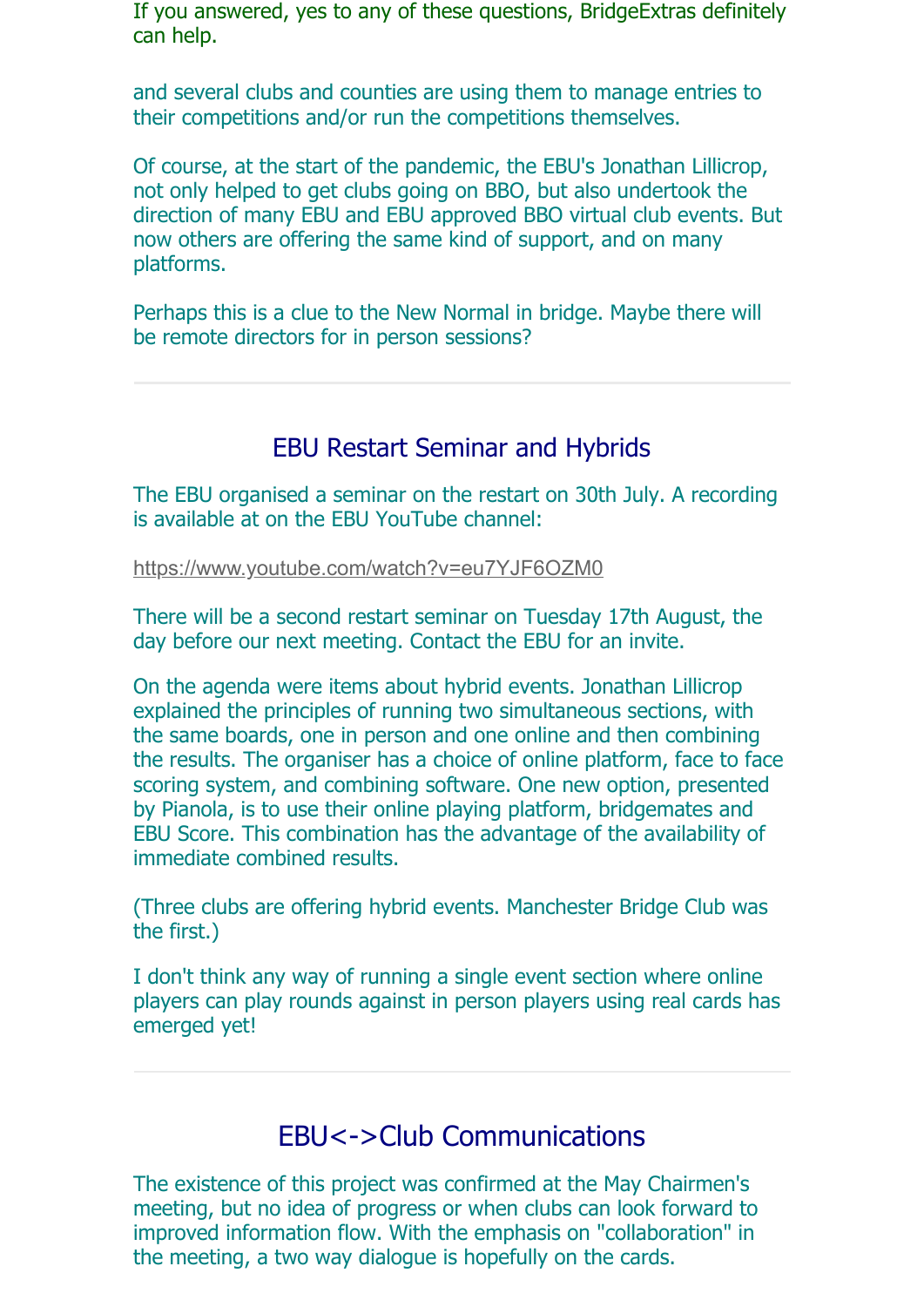If you answered, yes to any of these questions, BridgeExtras definitely can help.

and several clubs and counties are using them to manage entries to their competitions and/or run the competitions themselves.

Of course, at the start of the pandemic, the EBU's Jonathan Lillicrop, not only helped to get clubs going on BBO, but also undertook the direction of many EBU and EBU approved BBO virtual club events. But now others are offering the same kind of support, and on many platforms.

Perhaps this is a clue to the New Normal in bridge. Maybe there will be remote directors for in person sessions?

---

## EBU Restart Seminar and Hybrids

The EBU organised a seminar on the restart on 30th July. A recording is available at on the EBU YouTube channel:

https://www.youtube.com/watch?v=eu7YJF6OZM0

There will be a second restart seminar on Tuesday 17th August, the day before our next meeting. Contact the EBU for an invite.

On the agenda were items about hybrid events. Jonathan Lillicrop explained the principles of running two simultaneous sections, with the same boards, one in person and one online and then combining the results. The organiser has a choice of online platform, face to face scoring system, and combining software. One new option, presented by Pianola, is to use their online playing platform, bridgemates and EBU Score. This combination has the advantage of the availability of immediate combined results.

(Three clubs are offering hybrid events. Manchester Bridge Club was the first.)

I don't think any way of running a single event section where online players can play rounds against in person players using real cards has emerged yet!

---

## EBU<->Club Communications

The existence of this project was confirmed at the May Chairmen's meeting, but no idea of progress or when clubs can look forward to improved information flow. With the emphasis on "collaboration" in the meeting, a two way dialogue is hopefully on the cards.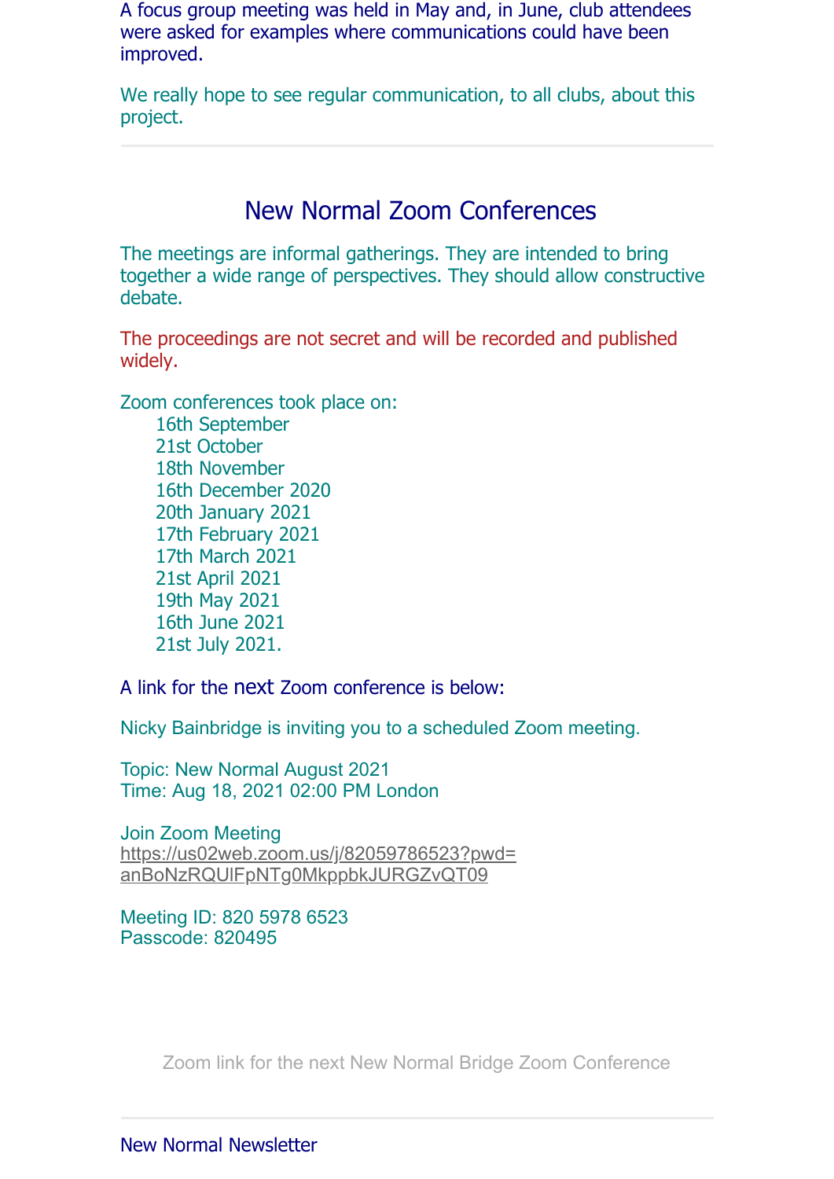A focus group meeting was held in May and, in June, club attendees were asked for examples where communications could have been improved.

We really hope to see regular communication, to all clubs, about this project.

---

## New Normal Zoom Conferences

The meetings are informal gatherings. They are intended to bring together a wide range of perspectives. They should allow constructive debate.

The proceedings are not secret and will be recorded and published widely.

Zoom conferences took place on:

- 16th September
- 21st October
- 18th November
- 16th December 2020
- 20th January 2021
- 17th February 2021
- 17th March 2021
- 21st April 2021
- 19th May 2021
- 16th June 2021
- 21st July 2021.

A link for the next Zoom conference is below:

Nicky Bainbridge is inviting you to a scheduled Zoom meeting.

Topic: New Normal August 2021
Time: Aug 18, 2021 02:00 PM London

Join Zoom Meeting
https://us02web.zoom.us/j/82059786523?pwd=anBoNzRQUlFpNTg0MkppbkJURGZvQT09

Meeting ID: 820 5978 6523
Passcode: 820495

Zoom link for the next New Normal Bridge Zoom Conference

---

New Normal Newsletter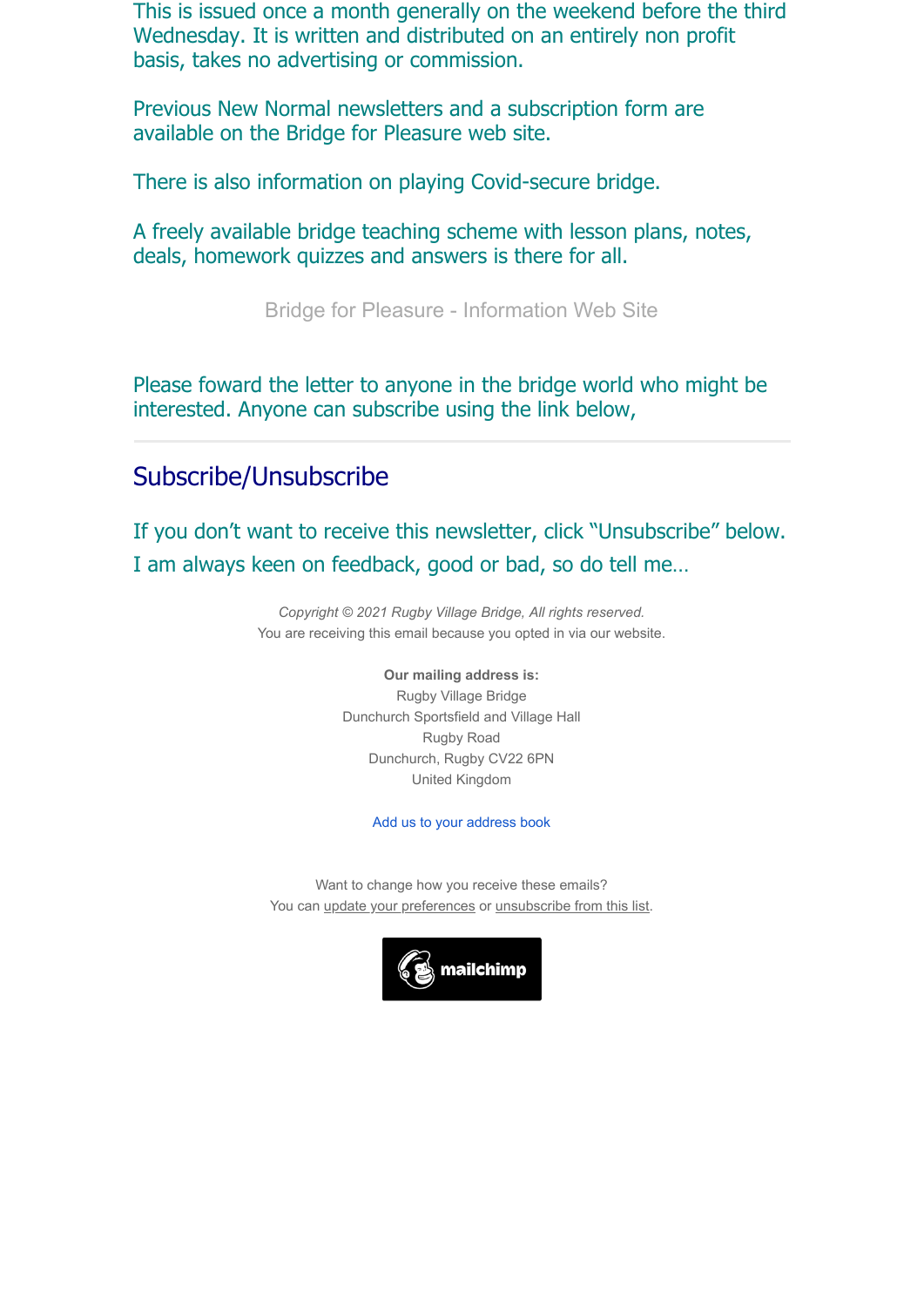This is issued once a month generally on the weekend before the third Wednesday. It is written and distributed on an entirely non profit basis, takes no advertising or commission.

Previous New Normal newsletters and a subscription form are available on the Bridge for Pleasure web site.

There is also information on playing Covid-secure bridge.

A freely available bridge teaching scheme with lesson plans, notes, deals, homework quizzes and answers is there for all.

Bridge for Pleasure - Information Web Site

Please foward the letter to anyone in the bridge world who might be interested. Anyone can subscribe using the link below,

---

## Subscribe/Unsubscribe

If you don't want to receive this newsletter, click "Unsubscribe" below.

I am always keen on feedback, good or bad, so do tell me…

*Copyright © 2021 Rugby Village Bridge, All rights reserved.*
You are receiving this email because you opted in via our website.

**Our mailing address is:**
Rugby Village Bridge
Dunchurch Sportsfield and Village Hall
Rugby Road
Dunchurch, Rugby CV22 6PN
United Kingdom

Add us to your address book

Want to change how you receive these emails?
You can update your preferences or unsubscribe from this list.

mailchimp